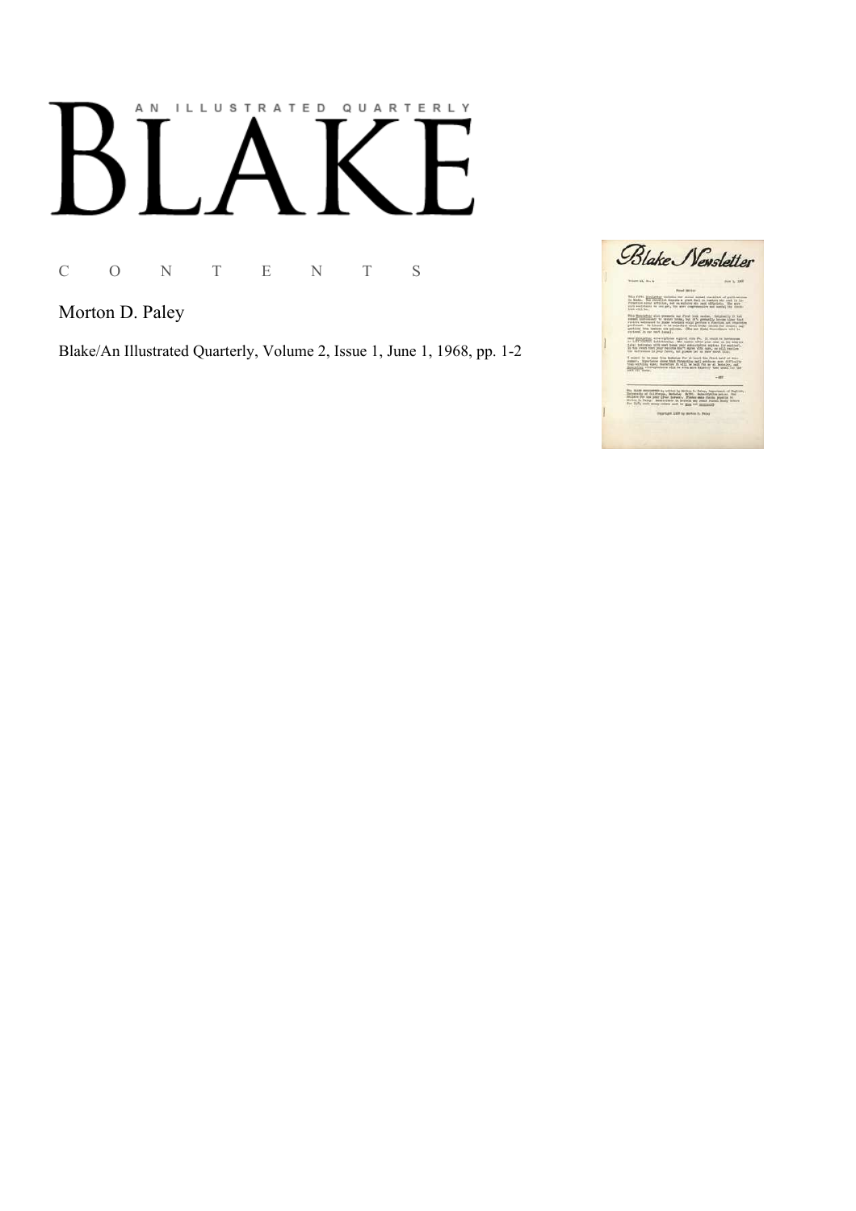AN ILLUSTRATED QUARTERLY

# BLAKE

C O N T E N T S

Morton D. Paley

Blake/An Illustrated Quarterly, Volume 2, Issue 1, June 1, 1968, pp. 1-2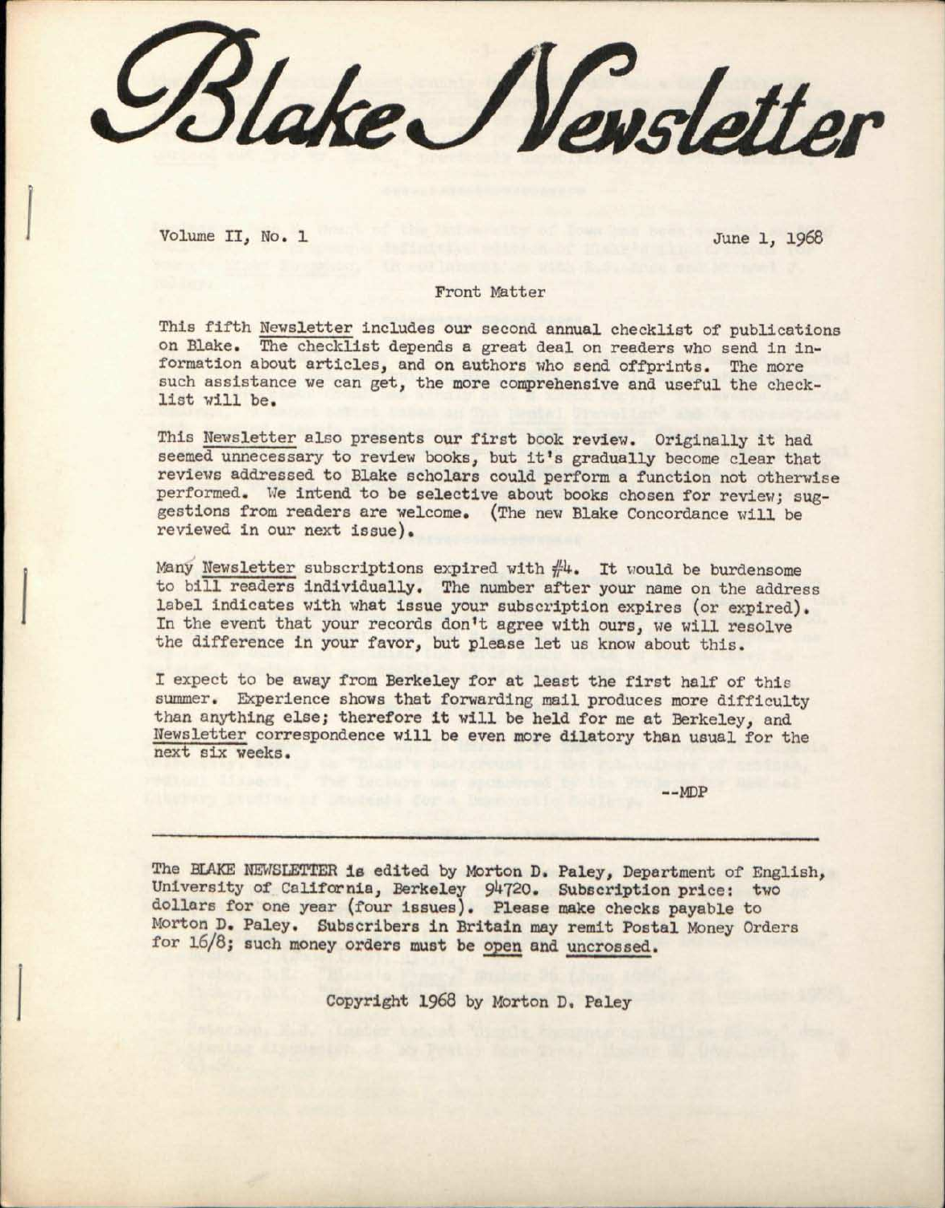# Blake Newsletter

Volume II, No. 1 June 1, 1968

## Front Matter

This fifth Newsletter includes our second annual checklist of publications on Blake. The checklist depends a great deal on readers who send in information about articles, and on authors who send offprints. The more such assistance we can get, the more comprehensive and useful the checklist will be.

This Newsletter also presents our first book review. Originally it had seemed unnecessary to review books, but it's gradually become clear that reviews addressed to Blake scholars could perform a function not otherwise performed. We intend to be selective about books chosen for review; suggestions from readers are welcome. (The new Blake Concordance will be reviewed in our next issue).

Many Newsletter subscriptions expired with #4. It would be burdensome to bill readers individually. The number after your name on the address label indicates with what issue your subscription expires (or expired). In the event that your records don't agree with ours, we will resolve the difference in your favor, but please let us know about this.

I expect to be away from Berkeley for at least the first half of this summer. Experience shows that forwarding mail produces more difficulty than anything else; therefore it will be held for me at Berkeley, and Newsletter correspondence will be even more dilatory than usual for the next six weeks.

--MDP

---

The BLAKE NEWSLETTER is edited by Morton D. Paley, Department of English, University of California, Berkeley 94720. Subscription price: two dollars for one year (four issues). Please make checks payable to Morton D. Paley. Subscribers in Britain may remit Postal Money Orders for 16/8; such money orders must be open and uncrossed.

Copyright 1968 by Morton D. Paley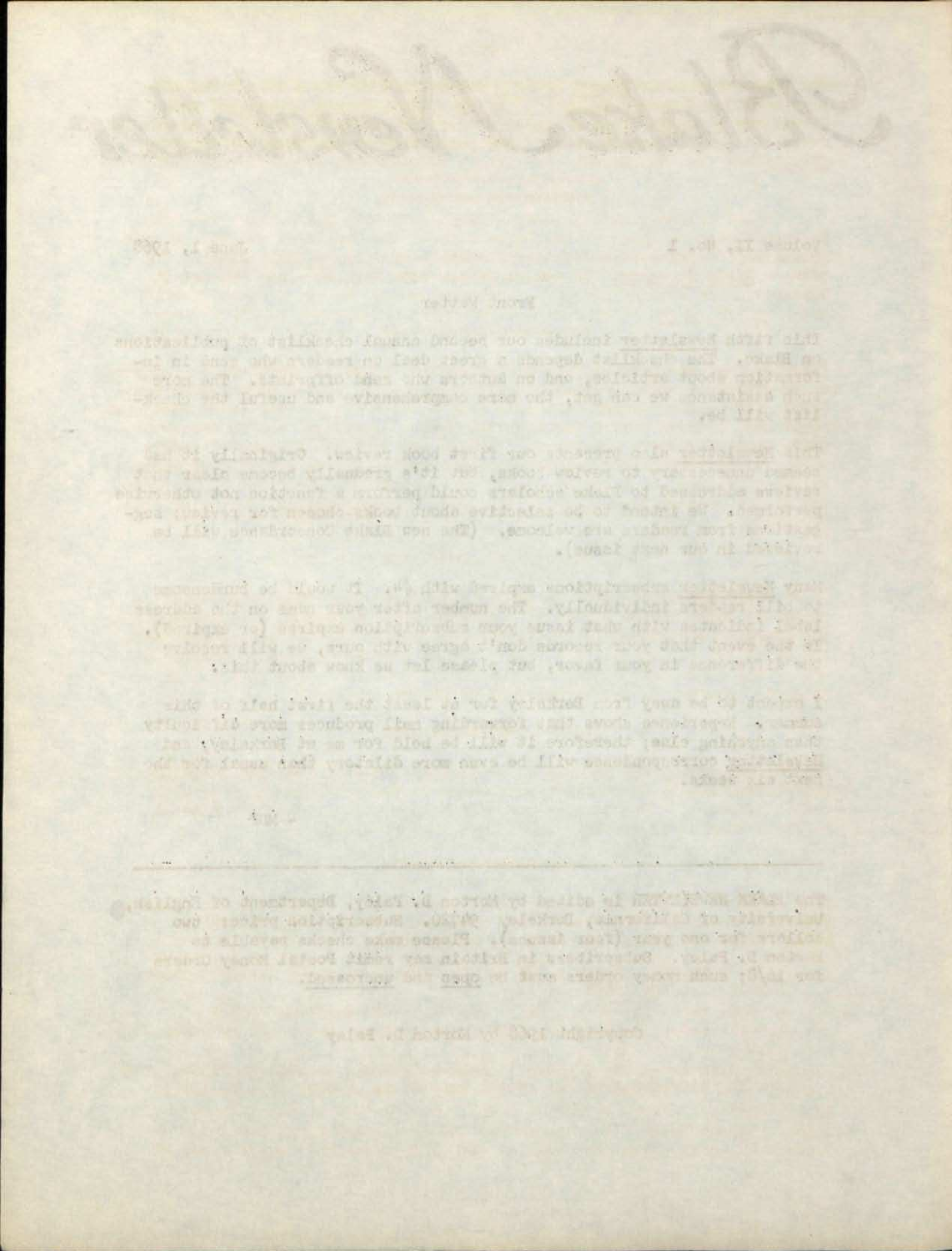# Blake Newsletter

Volume II, No. 1 June 1, 1968

## Front Matter

This fifth Newsletter includes our second annual checklist of publications on Blake. The checklist depends a great deal on readers who send in information about articles, and on authors who send offprints. The more such assistance we can get, the more comprehensive and useful the checklist will be.

This *Newsletter* also presents our first book review. Originally it had seemed unnecessary to review books, but it's gradually become clear that reviews addressed to Blake scholars could perform a function not otherwise performed. We intend to be selective about books chosen for review; suggestions from readers are welcome. (The new Blake Concordance will be reviewed in our next issue).

Many *Newsletter* subscriptions expired with #4. It would be burdensome to bill readers individually. The number after your name on the address label indicates with what issue your subscription expires (or expired). In the event that your records don't agree with ours, we will resolve the differences in your favor, but please let us know about this.

I expect to be away from Berkeley for at least the first half of this summer. Experience shows that forwarding mail produces more difficulty than anything else; therefore it will be held for me at Berkeley, and *Newsletter* correspondence will be even more dilatory than usual for the next six weeks.

M.D.P.

---

The BLAKE NEWSLETTER is edited by Morton D. Paley, Department of English, University of California, Berkeley 94720. Subscription price: two dollars for one year (four issues). Please make checks payable to Morton D. Paley. Subscribers in Britain may remit Postal Money Orders for 16/8; such money orders must be open and uncrossed.

Copyright 1968 by Morton D. Paley